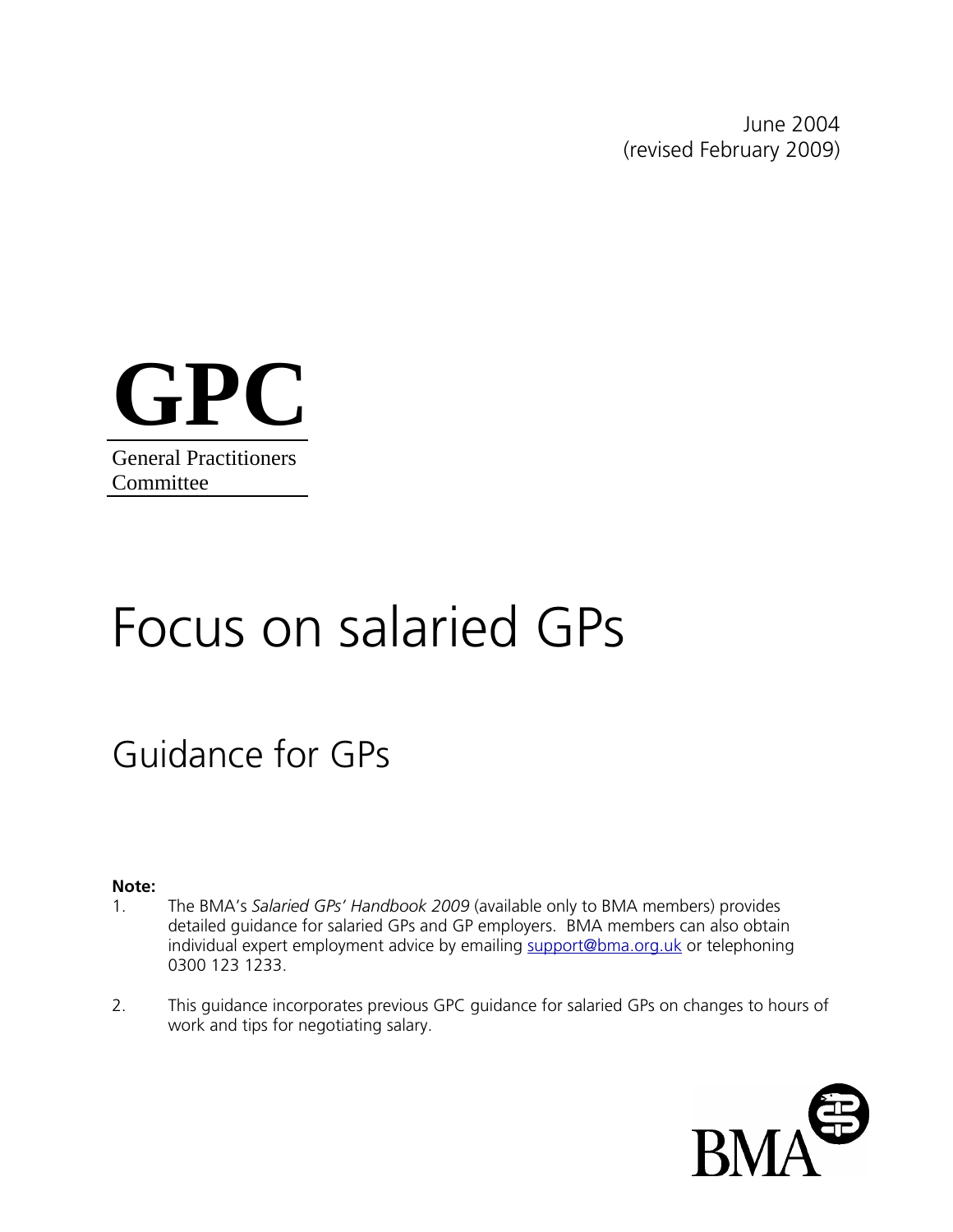June 2004
(revised February 2009)

**GPC**

General Practitioners Committee

# Focus on salaried GPs

## Guidance for GPs

**Note:**

1. The BMA's *Salaried GPs' Handbook 2009* (available only to BMA members) provides detailed guidance for salaried GPs and GP employers. BMA members can also obtain individual expert employment advice by emailing support@bma.org.uk or telephoning 0300 123 1233.

2. This guidance incorporates previous GPC guidance for salaried GPs on changes to hours of work and tips for negotiating salary.

BMA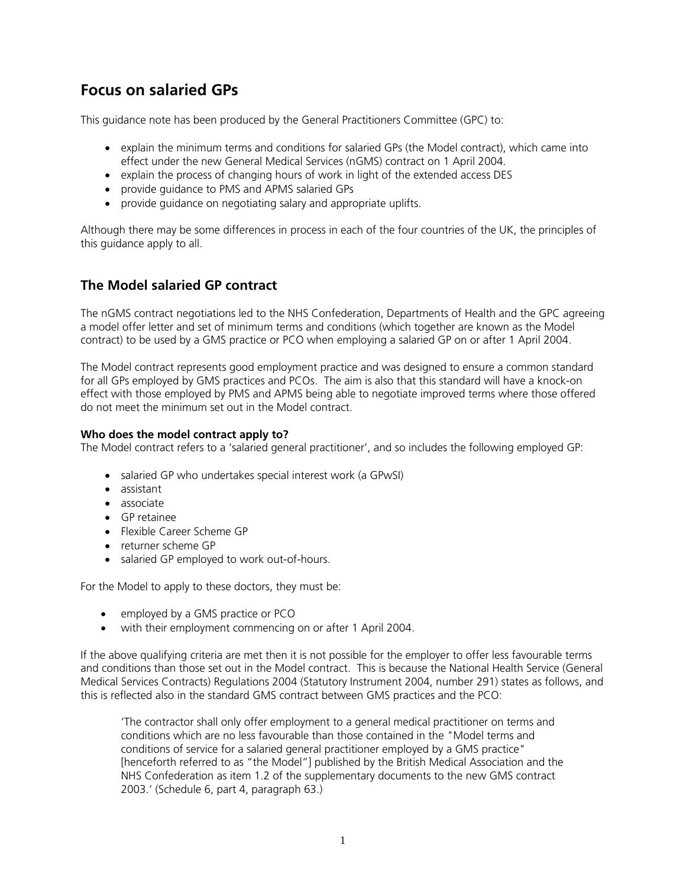## Focus on salaried GPs

This guidance note has been produced by the General Practitioners Committee (GPC) to:

- explain the minimum terms and conditions for salaried GPs (the Model contract), which came into effect under the new General Medical Services (nGMS) contract on 1 April 2004.
- explain the process of changing hours of work in light of the extended access DES
- provide guidance to PMS and APMS salaried GPs
- provide guidance on negotiating salary and appropriate uplifts.

Although there may be some differences in process in each of the four countries of the UK, the principles of this guidance apply to all.

### The Model salaried GP contract

The nGMS contract negotiations led to the NHS Confederation, Departments of Health and the GPC agreeing a model offer letter and set of minimum terms and conditions (which together are known as the Model contract) to be used by a GMS practice or PCO when employing a salaried GP on or after 1 April 2004.

The Model contract represents good employment practice and was designed to ensure a common standard for all GPs employed by GMS practices and PCOs. The aim is also that this standard will have a knock-on effect with those employed by PMS and APMS being able to negotiate improved terms where those offered do not meet the minimum set out in the Model contract.

**Who does the model contract apply to?**
The Model contract refers to a 'salaried general practitioner', and so includes the following employed GP:

- salaried GP who undertakes special interest work (a GPwSI)
- assistant
- associate
- GP retainee
- Flexible Career Scheme GP
- returner scheme GP
- salaried GP employed to work out-of-hours.

For the Model to apply to these doctors, they must be:

- employed by a GMS practice or PCO
- with their employment commencing on or after 1 April 2004.

If the above qualifying criteria are met then it is not possible for the employer to offer less favourable terms and conditions than those set out in the Model contract. This is because the National Health Service (General Medical Services Contracts) Regulations 2004 (Statutory Instrument 2004, number 291) states as follows, and this is reflected also in the standard GMS contract between GMS practices and the PCO:

> 'The contractor shall only offer employment to a general medical practitioner on terms and conditions which are no less favourable than those contained in the "Model terms and conditions of service for a salaried general practitioner employed by a GMS practice" [henceforth referred to as "the Model"] published by the British Medical Association and the NHS Confederation as item 1.2 of the supplementary documents to the new GMS contract 2003.' (Schedule 6, part 4, paragraph 63.)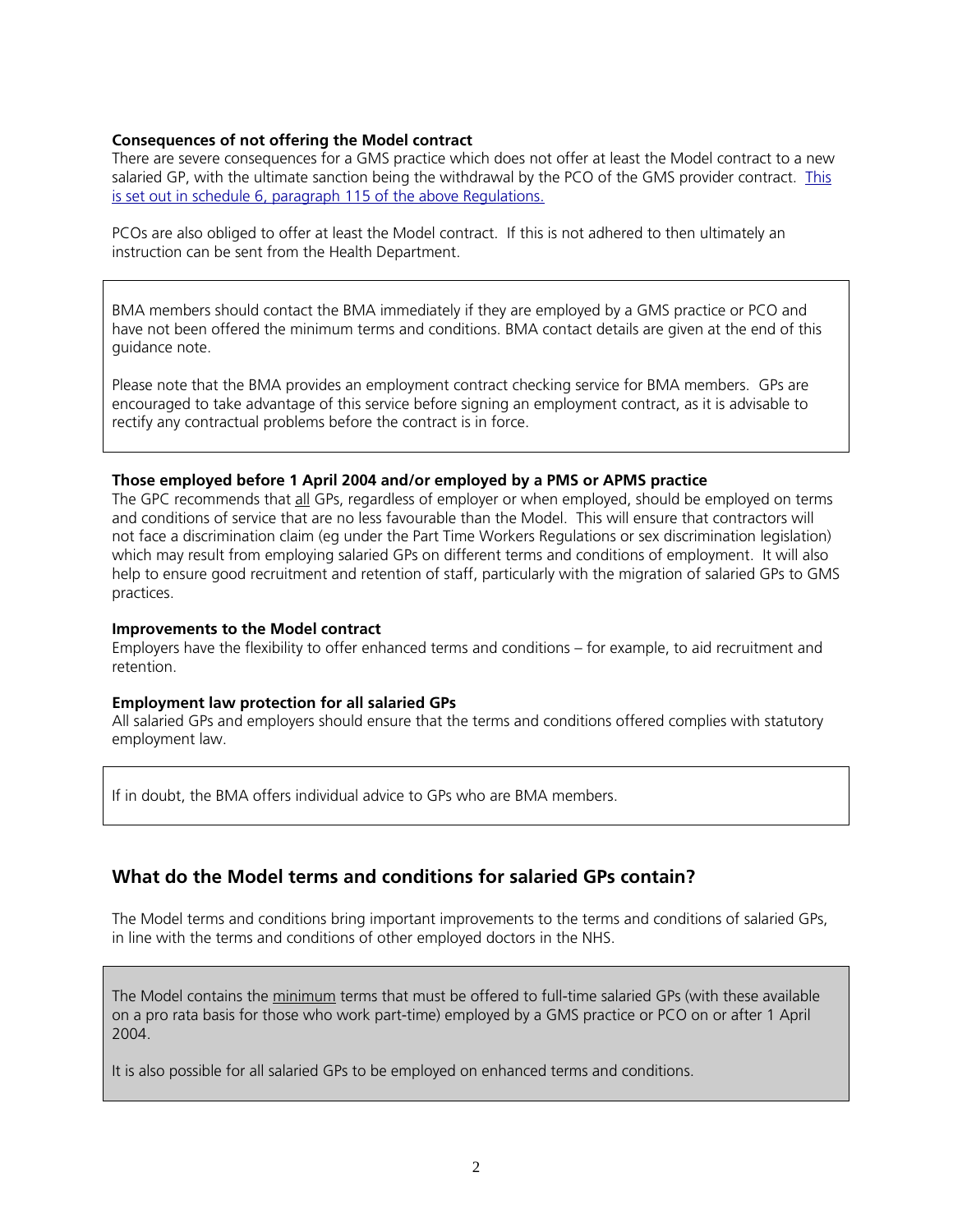**Consequences of not offering the Model contract**

There are severe consequences for a GMS practice which does not offer at least the Model contract to a new salaried GP, with the ultimate sanction being the withdrawal by the PCO of the GMS provider contract. This is set out in schedule 6, paragraph 115 of the above Regulations.

PCOs are also obliged to offer at least the Model contract. If this is not adhered to then ultimately an instruction can be sent from the Health Department.

> BMA members should contact the BMA immediately if they are employed by a GMS practice or PCO and have not been offered the minimum terms and conditions. BMA contact details are given at the end of this guidance note.
>
> Please note that the BMA provides an employment contract checking service for BMA members. GPs are encouraged to take advantage of this service before signing an employment contract, as it is advisable to rectify any contractual problems before the contract is in force.

**Those employed before 1 April 2004 and/or employed by a PMS or APMS practice**

The GPC recommends that all GPs, regardless of employer or when employed, should be employed on terms and conditions of service that are no less favourable than the Model. This will ensure that contractors will not face a discrimination claim (eg under the Part Time Workers Regulations or sex discrimination legislation) which may result from employing salaried GPs on different terms and conditions of employment. It will also help to ensure good recruitment and retention of staff, particularly with the migration of salaried GPs to GMS practices.

**Improvements to the Model contract**

Employers have the flexibility to offer enhanced terms and conditions – for example, to aid recruitment and retention.

**Employment law protection for all salaried GPs**

All salaried GPs and employers should ensure that the terms and conditions offered complies with statutory employment law.

> If in doubt, the BMA offers individual advice to GPs who are BMA members.

## What do the Model terms and conditions for salaried GPs contain?

The Model terms and conditions bring important improvements to the terms and conditions of salaried GPs, in line with the terms and conditions of other employed doctors in the NHS.

> The Model contains the minimum terms that must be offered to full-time salaried GPs (with these available on a pro rata basis for those who work part-time) employed by a GMS practice or PCO on or after 1 April 2004.
>
> It is also possible for all salaried GPs to be employed on enhanced terms and conditions.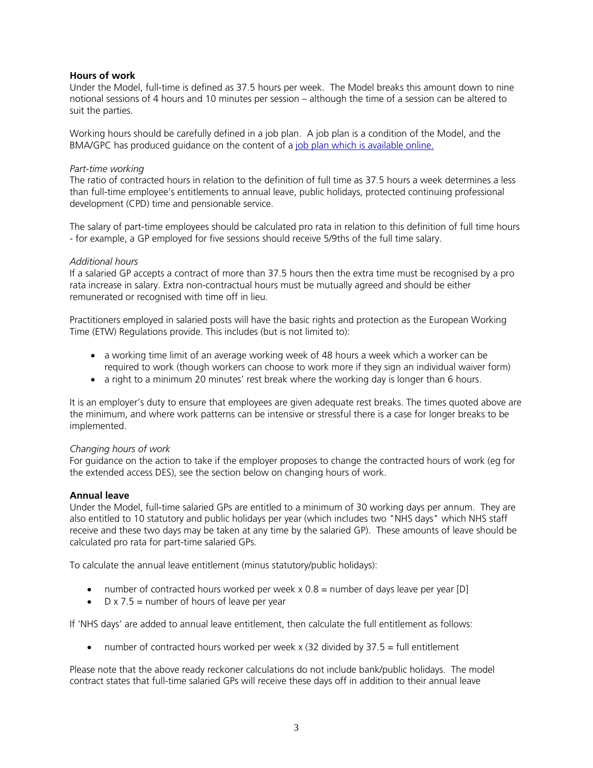**Hours of work**

Under the Model, full-time is defined as 37.5 hours per week. The Model breaks this amount down to nine notional sessions of 4 hours and 10 minutes per session – although the time of a session can be altered to suit the parties.

Working hours should be carefully defined in a job plan. A job plan is a condition of the Model, and the BMA/GPC has produced guidance on the content of a [job plan which is available online.]()

*Part-time working*

The ratio of contracted hours in relation to the definition of full time as 37.5 hours a week determines a less than full-time employee's entitlements to annual leave, public holidays, protected continuing professional development (CPD) time and pensionable service.

The salary of part-time employees should be calculated pro rata in relation to this definition of full time hours - for example, a GP employed for five sessions should receive 5/9ths of the full time salary.

*Additional hours*

If a salaried GP accepts a contract of more than 37.5 hours then the extra time must be recognised by a pro rata increase in salary. Extra non-contractual hours must be mutually agreed and should be either remunerated or recognised with time off in lieu.

Practitioners employed in salaried posts will have the basic rights and protection as the European Working Time (ETW) Regulations provide. This includes (but is not limited to):

- a working time limit of an average working week of 48 hours a week which a worker can be required to work (though workers can choose to work more if they sign an individual waiver form)
- a right to a minimum 20 minutes' rest break where the working day is longer than 6 hours.

It is an employer's duty to ensure that employees are given adequate rest breaks. The times quoted above are the minimum, and where work patterns can be intensive or stressful there is a case for longer breaks to be implemented.

*Changing hours of work*

For guidance on the action to take if the employer proposes to change the contracted hours of work (eg for the extended access DES), see the section below on changing hours of work.

**Annual leave**

Under the Model, full-time salaried GPs are entitled to a minimum of 30 working days per annum. They are also entitled to 10 statutory and public holidays per year (which includes two "NHS days" which NHS staff receive and these two days may be taken at any time by the salaried GP). These amounts of leave should be calculated pro rata for part-time salaried GPs.

To calculate the annual leave entitlement (minus statutory/public holidays):

- number of contracted hours worked per week x 0.8 = number of days leave per year [D]
- D x 7.5 = number of hours of leave per year

If 'NHS days' are added to annual leave entitlement, then calculate the full entitlement as follows:

- number of contracted hours worked per week x (32 divided by 37.5 = full entitlement

Please note that the above ready reckoner calculations do not include bank/public holidays. The model contract states that full-time salaried GPs will receive these days off in addition to their annual leave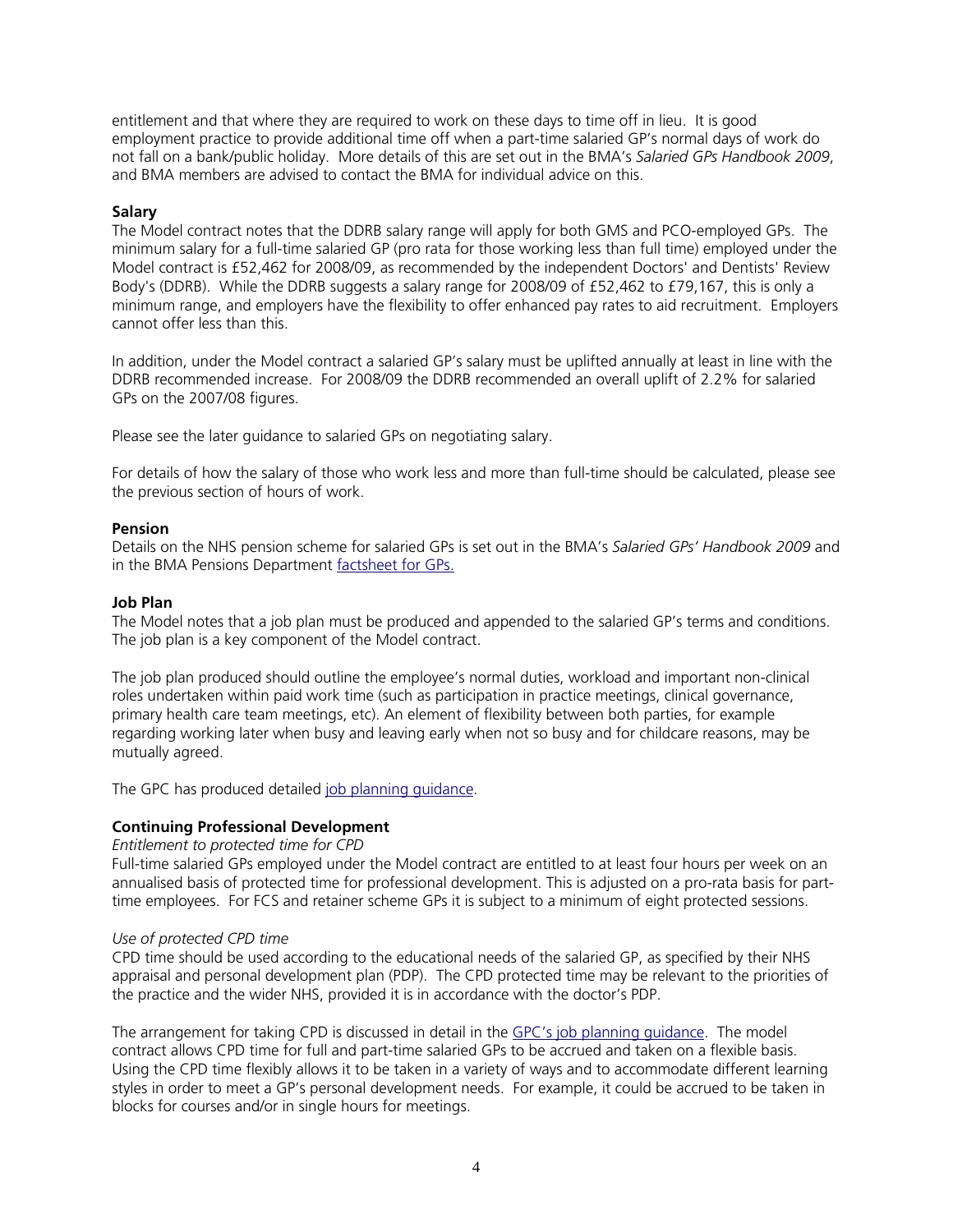entitlement and that where they are required to work on these days to time off in lieu. It is good employment practice to provide additional time off when a part-time salaried GP's normal days of work do not fall on a bank/public holiday. More details of this are set out in the BMA's *Salaried GPs Handbook 2009*, and BMA members are advised to contact the BMA for individual advice on this.

**Salary**

The Model contract notes that the DDRB salary range will apply for both GMS and PCO-employed GPs. The minimum salary for a full-time salaried GP (pro rata for those working less than full time) employed under the Model contract is £52,462 for 2008/09, as recommended by the independent Doctors' and Dentists' Review Body's (DDRB). While the DDRB suggests a salary range for 2008/09 of £52,462 to £79,167, this is only a minimum range, and employers have the flexibility to offer enhanced pay rates to aid recruitment. Employers cannot offer less than this.

In addition, under the Model contract a salaried GP's salary must be uplifted annually at least in line with the DDRB recommended increase. For 2008/09 the DDRB recommended an overall uplift of 2.2% for salaried GPs on the 2007/08 figures.

Please see the later guidance to salaried GPs on negotiating salary.

For details of how the salary of those who work less and more than full-time should be calculated, please see the previous section of hours of work.

**Pension**

Details on the NHS pension scheme for salaried GPs is set out in the BMA's *Salaried GPs' Handbook 2009* and in the BMA Pensions Department factsheet for GPs.

**Job Plan**

The Model notes that a job plan must be produced and appended to the salaried GP's terms and conditions. The job plan is a key component of the Model contract.

The job plan produced should outline the employee's normal duties, workload and important non-clinical roles undertaken within paid work time (such as participation in practice meetings, clinical governance, primary health care team meetings, etc). An element of flexibility between both parties, for example regarding working later when busy and leaving early when not so busy and for childcare reasons, may be mutually agreed.

The GPC has produced detailed job planning guidance.

**Continuing Professional Development**

*Entitlement to protected time for CPD*

Full-time salaried GPs employed under the Model contract are entitled to at least four hours per week on an annualised basis of protected time for professional development. This is adjusted on a pro-rata basis for part-time employees. For FCS and retainer scheme GPs it is subject to a minimum of eight protected sessions.

*Use of protected CPD time*

CPD time should be used according to the educational needs of the salaried GP, as specified by their NHS appraisal and personal development plan (PDP). The CPD protected time may be relevant to the priorities of the practice and the wider NHS, provided it is in accordance with the doctor's PDP.

The arrangement for taking CPD is discussed in detail in the GPC's job planning guidance. The model contract allows CPD time for full and part-time salaried GPs to be accrued and taken on a flexible basis. Using the CPD time flexibly allows it to be taken in a variety of ways and to accommodate different learning styles in order to meet a GP's personal development needs. For example, it could be accrued to be taken in blocks for courses and/or in single hours for meetings.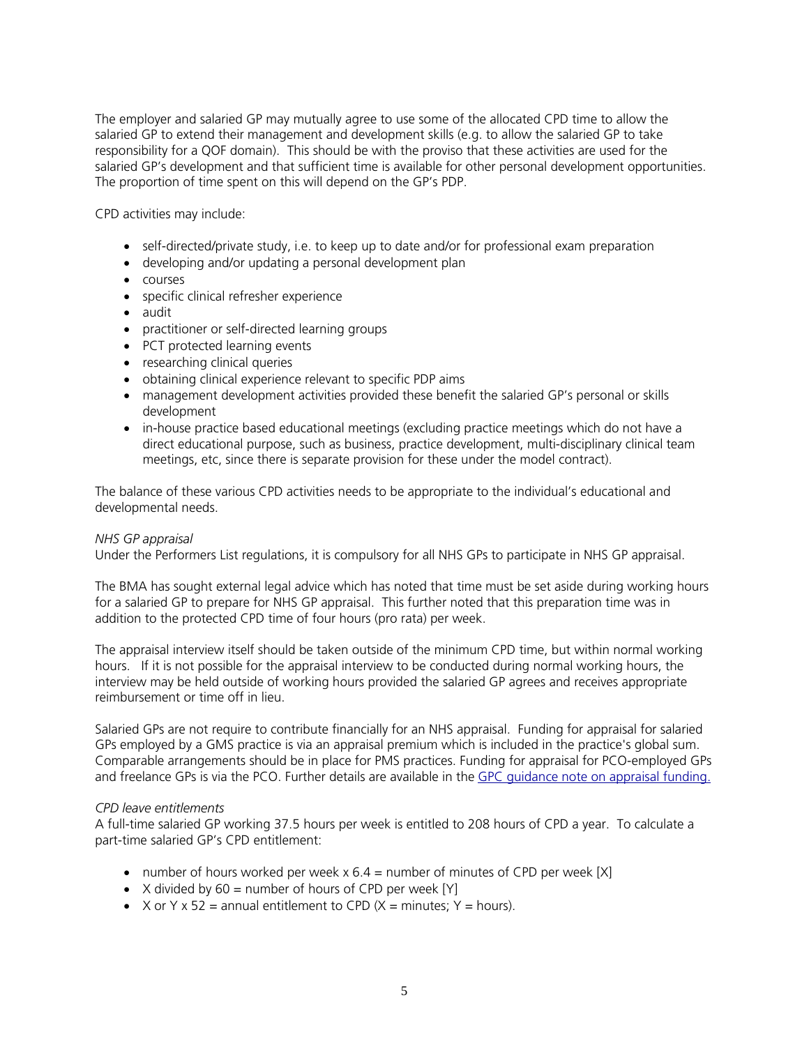The employer and salaried GP may mutually agree to use some of the allocated CPD time to allow the salaried GP to extend their management and development skills (e.g. to allow the salaried GP to take responsibility for a QOF domain). This should be with the proviso that these activities are used for the salaried GP's development and that sufficient time is available for other personal development opportunities. The proportion of time spent on this will depend on the GP's PDP.

CPD activities may include:

- self-directed/private study, i.e. to keep up to date and/or for professional exam preparation
- developing and/or updating a personal development plan
- courses
- specific clinical refresher experience
- audit
- practitioner or self-directed learning groups
- PCT protected learning events
- researching clinical queries
- obtaining clinical experience relevant to specific PDP aims
- management development activities provided these benefit the salaried GP's personal or skills development
- in-house practice based educational meetings (excluding practice meetings which do not have a direct educational purpose, such as business, practice development, multi-disciplinary clinical team meetings, etc, since there is separate provision for these under the model contract).

The balance of these various CPD activities needs to be appropriate to the individual's educational and developmental needs.

*NHS GP appraisal*

Under the Performers List regulations, it is compulsory for all NHS GPs to participate in NHS GP appraisal.

The BMA has sought external legal advice which has noted that time must be set aside during working hours for a salaried GP to prepare for NHS GP appraisal. This further noted that this preparation time was in addition to the protected CPD time of four hours (pro rata) per week.

The appraisal interview itself should be taken outside of the minimum CPD time, but within normal working hours. If it is not possible for the appraisal interview to be conducted during normal working hours, the interview may be held outside of working hours provided the salaried GP agrees and receives appropriate reimbursement or time off in lieu.

Salaried GPs are not require to contribute financially for an NHS appraisal. Funding for appraisal for salaried GPs employed by a GMS practice is via an appraisal premium which is included in the practice's global sum. Comparable arrangements should be in place for PMS practices. Funding for appraisal for PCO-employed GPs and freelance GPs is via the PCO. Further details are available in the GPC guidance note on appraisal funding.

*CPD leave entitlements*

A full-time salaried GP working 37.5 hours per week is entitled to 208 hours of CPD a year. To calculate a part-time salaried GP's CPD entitlement:

- number of hours worked per week x 6.4 = number of minutes of CPD per week [X]
- X divided by 60 = number of hours of CPD per week [Y]
- X or Y x 52 = annual entitlement to CPD (X = minutes; Y = hours).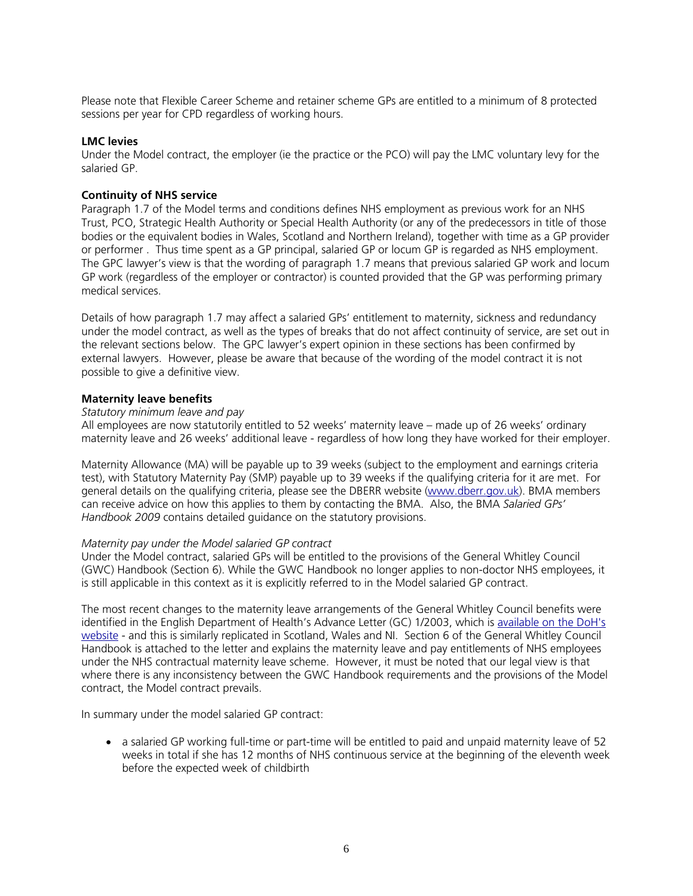Please note that Flexible Career Scheme and retainer scheme GPs are entitled to a minimum of 8 protected sessions per year for CPD regardless of working hours.

**LMC levies**

Under the Model contract, the employer (ie the practice or the PCO) will pay the LMC voluntary levy for the salaried GP.

**Continuity of NHS service**

Paragraph 1.7 of the Model terms and conditions defines NHS employment as previous work for an NHS Trust, PCO, Strategic Health Authority or Special Health Authority (or any of the predecessors in title of those bodies or the equivalent bodies in Wales, Scotland and Northern Ireland), together with time as a GP provider or performer . Thus time spent as a GP principal, salaried GP or locum GP is regarded as NHS employment. The GPC lawyer's view is that the wording of paragraph 1.7 means that previous salaried GP work and locum GP work (regardless of the employer or contractor) is counted provided that the GP was performing primary medical services.

Details of how paragraph 1.7 may affect a salaried GPs' entitlement to maternity, sickness and redundancy under the model contract, as well as the types of breaks that do not affect continuity of service, are set out in the relevant sections below. The GPC lawyer's expert opinion in these sections has been confirmed by external lawyers. However, please be aware that because of the wording of the model contract it is not possible to give a definitive view.

**Maternity leave benefits**

*Statutory minimum leave and pay*

All employees are now statutorily entitled to 52 weeks' maternity leave – made up of 26 weeks' ordinary maternity leave and 26 weeks' additional leave - regardless of how long they have worked for their employer.

Maternity Allowance (MA) will be payable up to 39 weeks (subject to the employment and earnings criteria test), with Statutory Maternity Pay (SMP) payable up to 39 weeks if the qualifying criteria for it are met. For general details on the qualifying criteria, please see the DBERR website (www.dberr.gov.uk). BMA members can receive advice on how this applies to them by contacting the BMA. Also, the BMA *Salaried GPs' Handbook 2009* contains detailed guidance on the statutory provisions.

*Maternity pay under the Model salaried GP contract*

Under the Model contract, salaried GPs will be entitled to the provisions of the General Whitley Council (GWC) Handbook (Section 6). While the GWC Handbook no longer applies to non-doctor NHS employees, it is still applicable in this context as it is explicitly referred to in the Model salaried GP contract.

The most recent changes to the maternity leave arrangements of the General Whitley Council benefits were identified in the English Department of Health's Advance Letter (GC) 1/2003, which is available on the DoH's website - and this is similarly replicated in Scotland, Wales and NI. Section 6 of the General Whitley Council Handbook is attached to the letter and explains the maternity leave and pay entitlements of NHS employees under the NHS contractual maternity leave scheme. However, it must be noted that our legal view is that where there is any inconsistency between the GWC Handbook requirements and the provisions of the Model contract, the Model contract prevails.

In summary under the model salaried GP contract:

- a salaried GP working full-time or part-time will be entitled to paid and unpaid maternity leave of 52 weeks in total if she has 12 months of NHS continuous service at the beginning of the eleventh week before the expected week of childbirth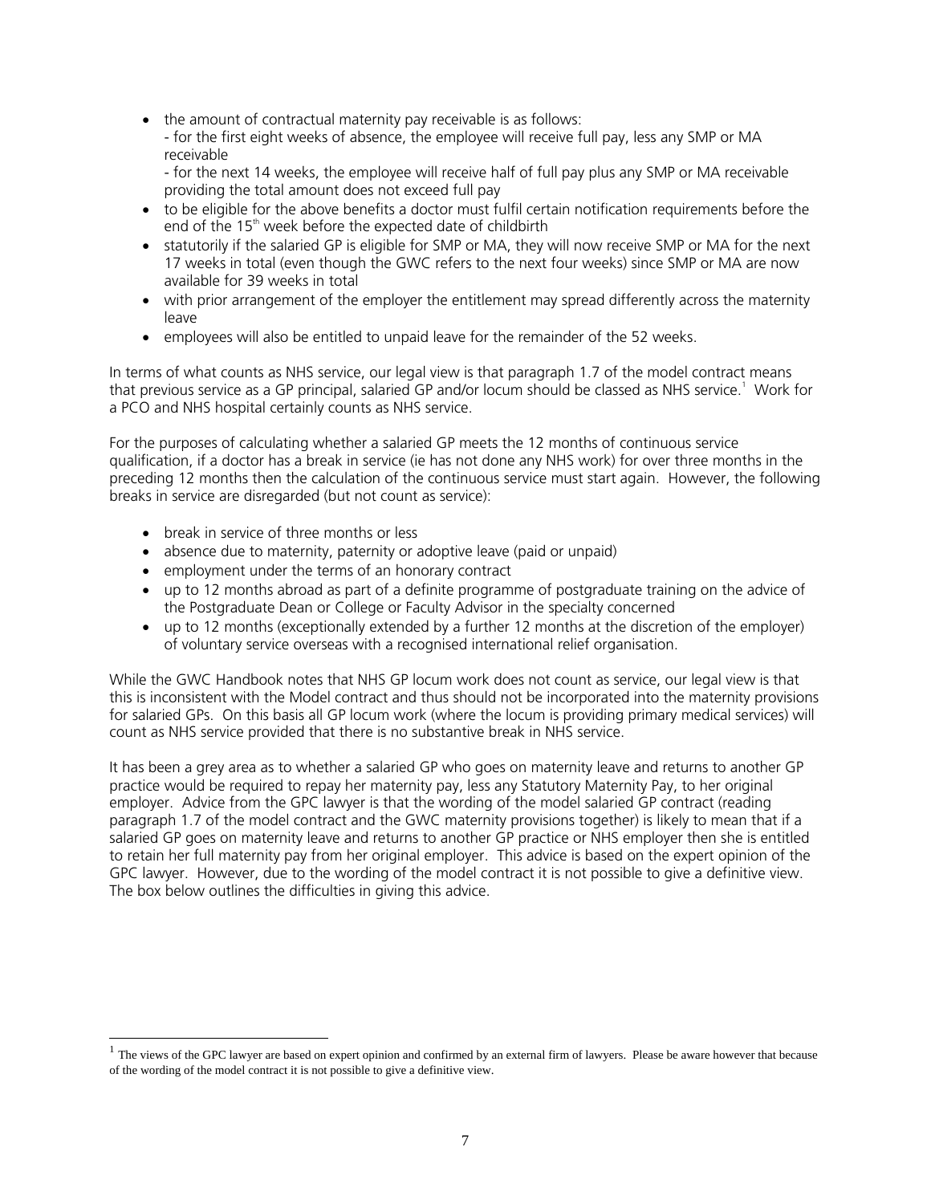- the amount of contractual maternity pay receivable is as follows:
  - for the first eight weeks of absence, the employee will receive full pay, less any SMP or MA receivable
  - for the next 14 weeks, the employee will receive half of full pay plus any SMP or MA receivable providing the total amount does not exceed full pay
- to be eligible for the above benefits a doctor must fulfil certain notification requirements before the end of the 15th week before the expected date of childbirth
- statutorily if the salaried GP is eligible for SMP or MA, they will now receive SMP or MA for the next 17 weeks in total (even though the GWC refers to the next four weeks) since SMP or MA are now available for 39 weeks in total
- with prior arrangement of the employer the entitlement may spread differently across the maternity leave
- employees will also be entitled to unpaid leave for the remainder of the 52 weeks.

In terms of what counts as NHS service, our legal view is that paragraph 1.7 of the model contract means that previous service as a GP principal, salaried GP and/or locum should be classed as NHS service.[1] Work for a PCO and NHS hospital certainly counts as NHS service.

For the purposes of calculating whether a salaried GP meets the 12 months of continuous service qualification, if a doctor has a break in service (ie has not done any NHS work) for over three months in the preceding 12 months then the calculation of the continuous service must start again. However, the following breaks in service are disregarded (but not count as service):

- break in service of three months or less
- absence due to maternity, paternity or adoptive leave (paid or unpaid)
- employment under the terms of an honorary contract
- up to 12 months abroad as part of a definite programme of postgraduate training on the advice of the Postgraduate Dean or College or Faculty Advisor in the specialty concerned
- up to 12 months (exceptionally extended by a further 12 months at the discretion of the employer) of voluntary service overseas with a recognised international relief organisation.

While the GWC Handbook notes that NHS GP locum work does not count as service, our legal view is that this is inconsistent with the Model contract and thus should not be incorporated into the maternity provisions for salaried GPs. On this basis all GP locum work (where the locum is providing primary medical services) will count as NHS service provided that there is no substantive break in NHS service.

It has been a grey area as to whether a salaried GP who goes on maternity leave and returns to another GP practice would be required to repay her maternity pay, less any Statutory Maternity Pay, to her original employer. Advice from the GPC lawyer is that the wording of the model salaried GP contract (reading paragraph 1.7 of the model contract and the GWC maternity provisions together) is likely to mean that if a salaried GP goes on maternity leave and returns to another GP practice or NHS employer then she is entitled to retain her full maternity pay from her original employer. This advice is based on the expert opinion of the GPC lawyer. However, due to the wording of the model contract it is not possible to give a definitive view. The box below outlines the difficulties in giving this advice.

[1] The views of the GPC lawyer are based on expert opinion and confirmed by an external firm of lawyers. Please be aware however that because of the wording of the model contract it is not possible to give a definitive view.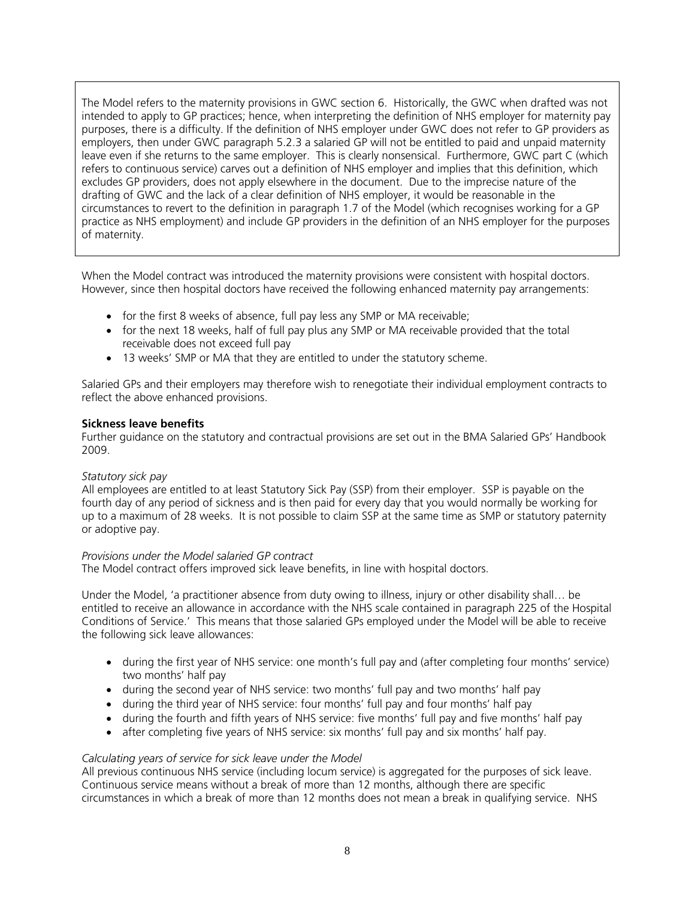The Model refers to the maternity provisions in GWC section 6. Historically, the GWC when drafted was not intended to apply to GP practices; hence, when interpreting the definition of NHS employer for maternity pay purposes, there is a difficulty. If the definition of NHS employer under GWC does not refer to GP providers as employers, then under GWC paragraph 5.2.3 a salaried GP will not be entitled to paid and unpaid maternity leave even if she returns to the same employer. This is clearly nonsensical. Furthermore, GWC part C (which refers to continuous service) carves out a definition of NHS employer and implies that this definition, which excludes GP providers, does not apply elsewhere in the document. Due to the imprecise nature of the drafting of GWC and the lack of a clear definition of NHS employer, it would be reasonable in the circumstances to revert to the definition in paragraph 1.7 of the Model (which recognises working for a GP practice as NHS employment) and include GP providers in the definition of an NHS employer for the purposes of maternity.

When the Model contract was introduced the maternity provisions were consistent with hospital doctors. However, since then hospital doctors have received the following enhanced maternity pay arrangements:

- for the first 8 weeks of absence, full pay less any SMP or MA receivable;
- for the next 18 weeks, half of full pay plus any SMP or MA receivable provided that the total receivable does not exceed full pay
- 13 weeks' SMP or MA that they are entitled to under the statutory scheme.

Salaried GPs and their employers may therefore wish to renegotiate their individual employment contracts to reflect the above enhanced provisions.

**Sickness leave benefits**

Further guidance on the statutory and contractual provisions are set out in the BMA Salaried GPs' Handbook 2009.

*Statutory sick pay*

All employees are entitled to at least Statutory Sick Pay (SSP) from their employer. SSP is payable on the fourth day of any period of sickness and is then paid for every day that you would normally be working for up to a maximum of 28 weeks. It is not possible to claim SSP at the same time as SMP or statutory paternity or adoptive pay.

*Provisions under the Model salaried GP contract*

The Model contract offers improved sick leave benefits, in line with hospital doctors.

Under the Model, 'a practitioner absence from duty owing to illness, injury or other disability shall… be entitled to receive an allowance in accordance with the NHS scale contained in paragraph 225 of the Hospital Conditions of Service.' This means that those salaried GPs employed under the Model will be able to receive the following sick leave allowances:

- during the first year of NHS service: one month's full pay and (after completing four months' service) two months' half pay
- during the second year of NHS service: two months' full pay and two months' half pay
- during the third year of NHS service: four months' full pay and four months' half pay
- during the fourth and fifth years of NHS service: five months' full pay and five months' half pay
- after completing five years of NHS service: six months' full pay and six months' half pay.

*Calculating years of service for sick leave under the Model*

All previous continuous NHS service (including locum service) is aggregated for the purposes of sick leave. Continuous service means without a break of more than 12 months, although there are specific circumstances in which a break of more than 12 months does not mean a break in qualifying service. NHS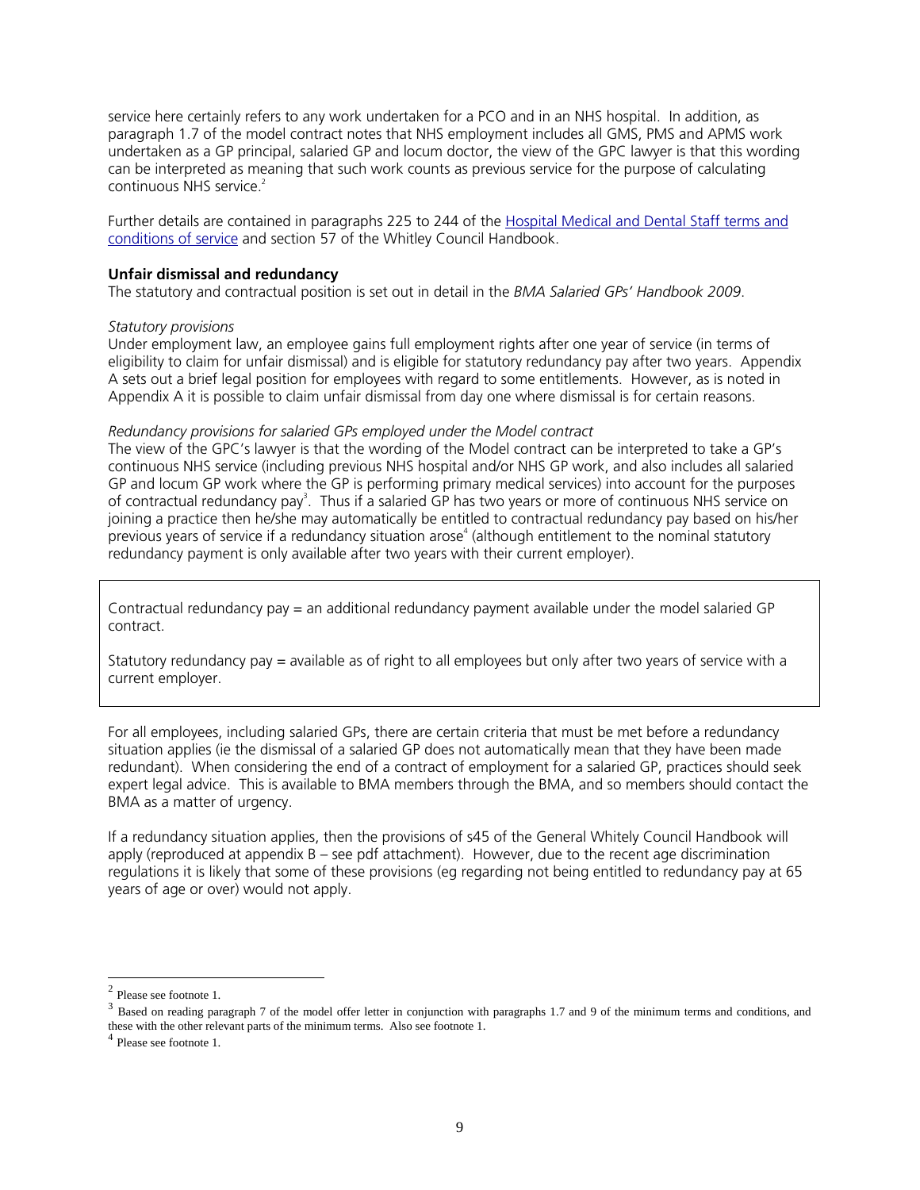service here certainly refers to any work undertaken for a PCO and in an NHS hospital. In addition, as paragraph 1.7 of the model contract notes that NHS employment includes all GMS, PMS and APMS work undertaken as a GP principal, salaried GP and locum doctor, the view of the GPC lawyer is that this wording can be interpreted as meaning that such work counts as previous service for the purpose of calculating continuous NHS service.[2]

Further details are contained in paragraphs 225 to 244 of the [Hospital Medical and Dental Staff terms and conditions of service]() and section 57 of the Whitley Council Handbook.

**Unfair dismissal and redundancy**

The statutory and contractual position is set out in detail in the *BMA Salaried GPs' Handbook 2009*.

*Statutory provisions*

Under employment law, an employee gains full employment rights after one year of service (in terms of eligibility to claim for unfair dismissal) and is eligible for statutory redundancy pay after two years. Appendix A sets out a brief legal position for employees with regard to some entitlements. However, as is noted in Appendix A it is possible to claim unfair dismissal from day one where dismissal is for certain reasons.

*Redundancy provisions for salaried GPs employed under the Model contract*

The view of the GPC's lawyer is that the wording of the Model contract can be interpreted to take a GP's continuous NHS service (including previous NHS hospital and/or NHS GP work, and also includes all salaried GP and locum GP work where the GP is performing primary medical services) into account for the purposes of contractual redundancy pay[3]. Thus if a salaried GP has two years or more of continuous NHS service on joining a practice then he/she may automatically be entitled to contractual redundancy pay based on his/her previous years of service if a redundancy situation arose[4] (although entitlement to the nominal statutory redundancy payment is only available after two years with their current employer).

> Contractual redundancy pay = an additional redundancy payment available under the model salaried GP contract.
>
> Statutory redundancy pay = available as of right to all employees but only after two years of service with a current employer.

For all employees, including salaried GPs, there are certain criteria that must be met before a redundancy situation applies (ie the dismissal of a salaried GP does not automatically mean that they have been made redundant). When considering the end of a contract of employment for a salaried GP, practices should seek expert legal advice. This is available to BMA members through the BMA, and so members should contact the BMA as a matter of urgency.

If a redundancy situation applies, then the provisions of s45 of the General Whitely Council Handbook will apply (reproduced at appendix B – see pdf attachment). However, due to the recent age discrimination regulations it is likely that some of these provisions (eg regarding not being entitled to redundancy pay at 65 years of age or over) would not apply.

---

[2] Please see footnote 1.

[3] Based on reading paragraph 7 of the model offer letter in conjunction with paragraphs 1.7 and 9 of the minimum terms and conditions, and these with the other relevant parts of the minimum terms. Also see footnote 1.

[4] Please see footnote 1.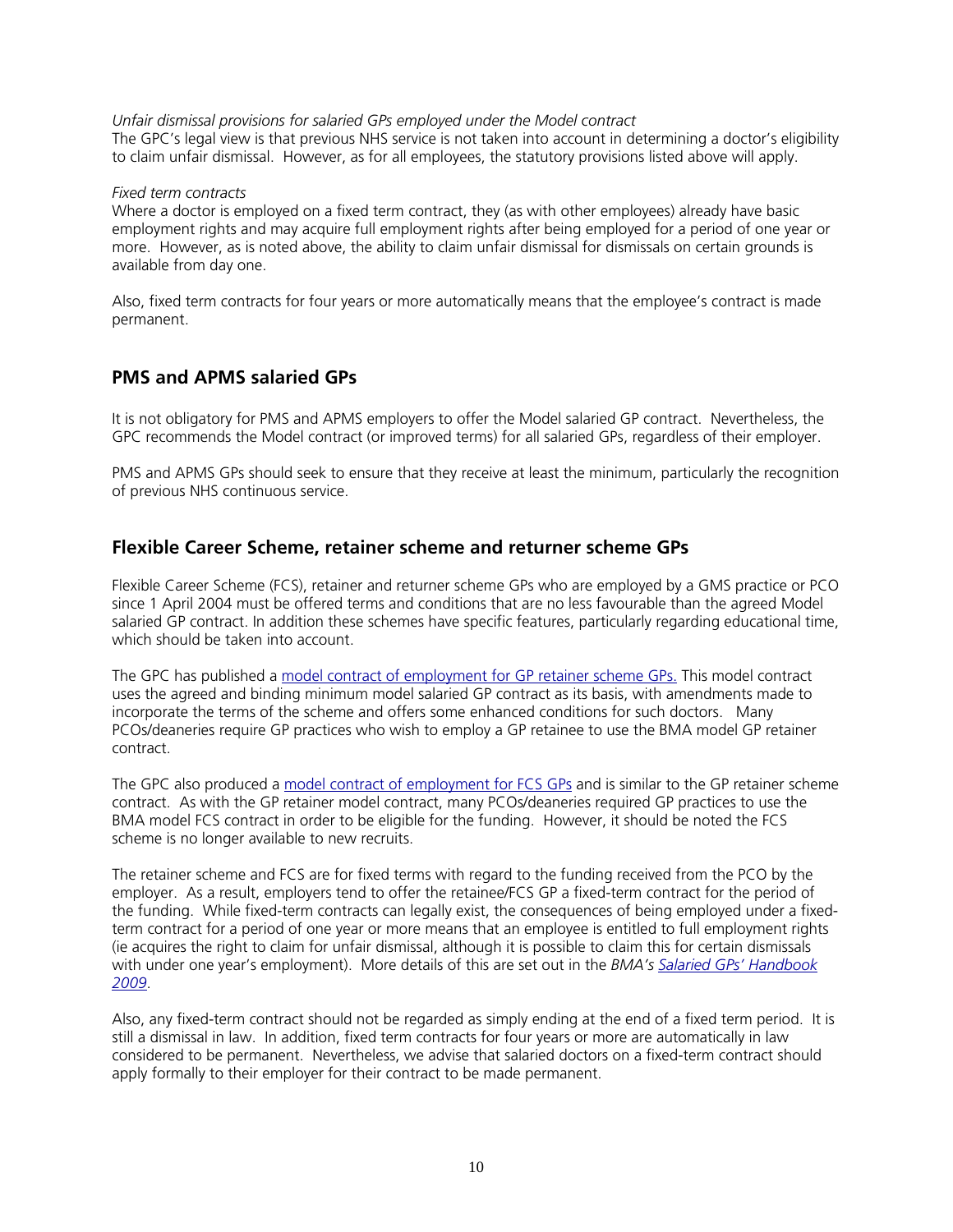*Unfair dismissal provisions for salaried GPs employed under the Model contract*
The GPC's legal view is that previous NHS service is not taken into account in determining a doctor's eligibility to claim unfair dismissal. However, as for all employees, the statutory provisions listed above will apply.

*Fixed term contracts*
Where a doctor is employed on a fixed term contract, they (as with other employees) already have basic employment rights and may acquire full employment rights after being employed for a period of one year or more. However, as is noted above, the ability to claim unfair dismissal for dismissals on certain grounds is available from day one.

Also, fixed term contracts for four years or more automatically means that the employee's contract is made permanent.

## PMS and APMS salaried GPs

It is not obligatory for PMS and APMS employers to offer the Model salaried GP contract. Nevertheless, the GPC recommends the Model contract (or improved terms) for all salaried GPs, regardless of their employer.

PMS and APMS GPs should seek to ensure that they receive at least the minimum, particularly the recognition of previous NHS continuous service.

## Flexible Career Scheme, retainer scheme and returner scheme GPs

Flexible Career Scheme (FCS), retainer and returner scheme GPs who are employed by a GMS practice or PCO since 1 April 2004 must be offered terms and conditions that are no less favourable than the agreed Model salaried GP contract. In addition these schemes have specific features, particularly regarding educational time, which should be taken into account.

The GPC has published a model contract of employment for GP retainer scheme GPs. This model contract uses the agreed and binding minimum model salaried GP contract as its basis, with amendments made to incorporate the terms of the scheme and offers some enhanced conditions for such doctors. Many PCOs/deaneries require GP practices who wish to employ a GP retainee to use the BMA model GP retainer contract.

The GPC also produced a model contract of employment for FCS GPs and is similar to the GP retainer scheme contract. As with the GP retainer model contract, many PCOs/deaneries required GP practices to use the BMA model FCS contract in order to be eligible for the funding. However, it should be noted the FCS scheme is no longer available to new recruits.

The retainer scheme and FCS are for fixed terms with regard to the funding received from the PCO by the employer. As a result, employers tend to offer the retainee/FCS GP a fixed-term contract for the period of the funding. While fixed-term contracts can legally exist, the consequences of being employed under a fixed-term contract for a period of one year or more means that an employee is entitled to full employment rights (ie acquires the right to claim for unfair dismissal, although it is possible to claim this for certain dismissals with under one year's employment). More details of this are set out in the *BMA's Salaried GPs' Handbook 2009*.

Also, any fixed-term contract should not be regarded as simply ending at the end of a fixed term period. It is still a dismissal in law. In addition, fixed term contracts for four years or more are automatically in law considered to be permanent. Nevertheless, we advise that salaried doctors on a fixed-term contract should apply formally to their employer for their contract to be made permanent.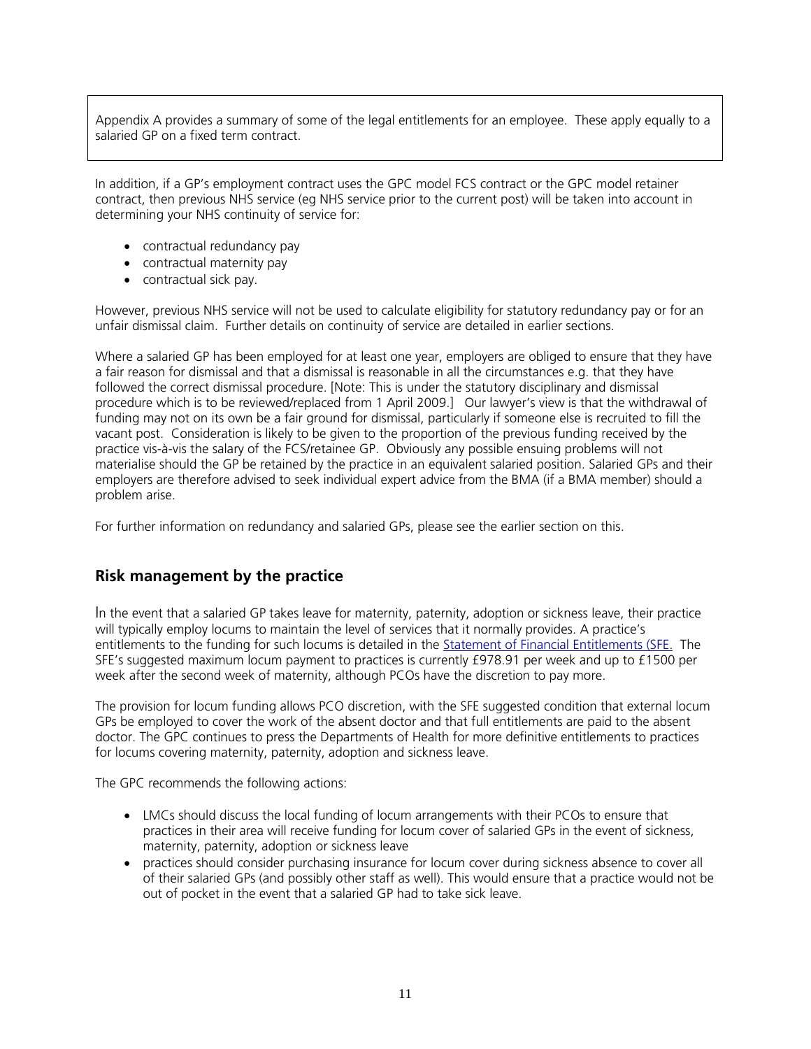Appendix A provides a summary of some of the legal entitlements for an employee. These apply equally to a salaried GP on a fixed term contract.

In addition, if a GP's employment contract uses the GPC model FCS contract or the GPC model retainer contract, then previous NHS service (eg NHS service prior to the current post) will be taken into account in determining your NHS continuity of service for:

- contractual redundancy pay
- contractual maternity pay
- contractual sick pay.

However, previous NHS service will not be used to calculate eligibility for statutory redundancy pay or for an unfair dismissal claim. Further details on continuity of service are detailed in earlier sections.

Where a salaried GP has been employed for at least one year, employers are obliged to ensure that they have a fair reason for dismissal and that a dismissal is reasonable in all the circumstances e.g. that they have followed the correct dismissal procedure. [Note: This is under the statutory disciplinary and dismissal procedure which is to be reviewed/replaced from 1 April 2009.] Our lawyer's view is that the withdrawal of funding may not on its own be a fair ground for dismissal, particularly if someone else is recruited to fill the vacant post. Consideration is likely to be given to the proportion of the previous funding received by the practice vis-à-vis the salary of the FCS/retainee GP. Obviously any possible ensuing problems will not materialise should the GP be retained by the practice in an equivalent salaried position. Salaried GPs and their employers are therefore advised to seek individual expert advice from the BMA (if a BMA member) should a problem arise.

For further information on redundancy and salaried GPs, please see the earlier section on this.

## Risk management by the practice

In the event that a salaried GP takes leave for maternity, paternity, adoption or sickness leave, their practice will typically employ locums to maintain the level of services that it normally provides. A practice's entitlements to the funding for such locums is detailed in the Statement of Financial Entitlements (SFE. The SFE's suggested maximum locum payment to practices is currently £978.91 per week and up to £1500 per week after the second week of maternity, although PCOs have the discretion to pay more.

The provision for locum funding allows PCO discretion, with the SFE suggested condition that external locum GPs be employed to cover the work of the absent doctor and that full entitlements are paid to the absent doctor. The GPC continues to press the Departments of Health for more definitive entitlements to practices for locums covering maternity, paternity, adoption and sickness leave.

The GPC recommends the following actions:

- LMCs should discuss the local funding of locum arrangements with their PCOs to ensure that practices in their area will receive funding for locum cover of salaried GPs in the event of sickness, maternity, paternity, adoption or sickness leave
- practices should consider purchasing insurance for locum cover during sickness absence to cover all of their salaried GPs (and possibly other staff as well). This would ensure that a practice would not be out of pocket in the event that a salaried GP had to take sick leave.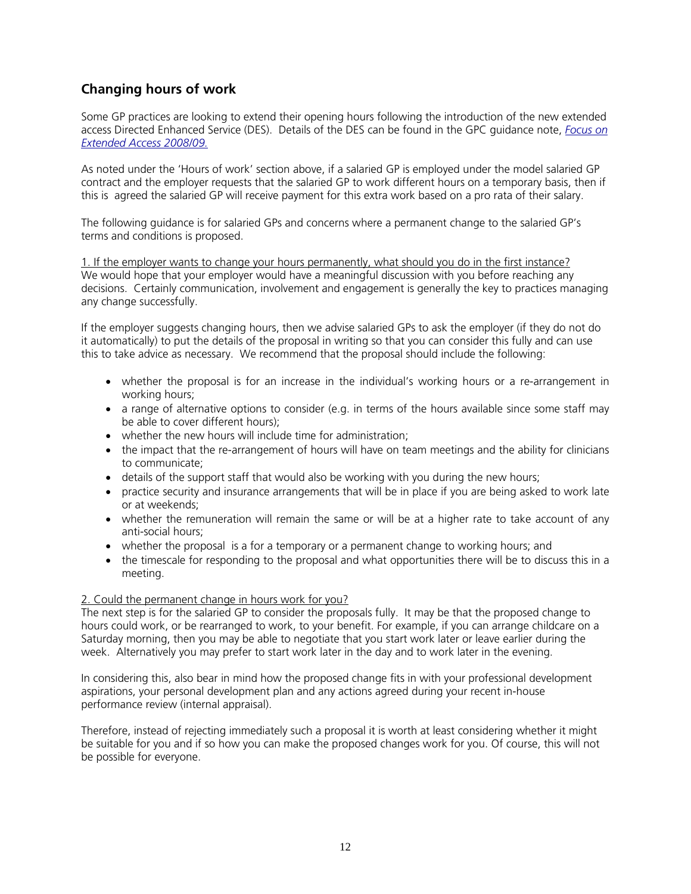## Changing hours of work

Some GP practices are looking to extend their opening hours following the introduction of the new extended access Directed Enhanced Service (DES). Details of the DES can be found in the GPC guidance note, *Focus on Extended Access 2008/09.*

As noted under the 'Hours of work' section above, if a salaried GP is employed under the model salaried GP contract and the employer requests that the salaried GP to work different hours on a temporary basis, then if this is agreed the salaried GP will receive payment for this extra work based on a pro rata of their salary.

The following guidance is for salaried GPs and concerns where a permanent change to the salaried GP's terms and conditions is proposed.

1. If the employer wants to change your hours permanently, what should you do in the first instance?

We would hope that your employer would have a meaningful discussion with you before reaching any decisions. Certainly communication, involvement and engagement is generally the key to practices managing any change successfully.

If the employer suggests changing hours, then we advise salaried GPs to ask the employer (if they do not do it automatically) to put the details of the proposal in writing so that you can consider this fully and can use this to take advice as necessary. We recommend that the proposal should include the following:

- whether the proposal is for an increase in the individual's working hours or a re-arrangement in working hours;
- a range of alternative options to consider (e.g. in terms of the hours available since some staff may be able to cover different hours);
- whether the new hours will include time for administration;
- the impact that the re-arrangement of hours will have on team meetings and the ability for clinicians to communicate;
- details of the support staff that would also be working with you during the new hours;
- practice security and insurance arrangements that will be in place if you are being asked to work late or at weekends;
- whether the remuneration will remain the same or will be at a higher rate to take account of any anti-social hours;
- whether the proposal is a for a temporary or a permanent change to working hours; and
- the timescale for responding to the proposal and what opportunities there will be to discuss this in a meeting.

2. Could the permanent change in hours work for you?

The next step is for the salaried GP to consider the proposals fully. It may be that the proposed change to hours could work, or be rearranged to work, to your benefit. For example, if you can arrange childcare on a Saturday morning, then you may be able to negotiate that you start work later or leave earlier during the week. Alternatively you may prefer to start work later in the day and to work later in the evening.

In considering this, also bear in mind how the proposed change fits in with your professional development aspirations, your personal development plan and any actions agreed during your recent in-house performance review (internal appraisal).

Therefore, instead of rejecting immediately such a proposal it is worth at least considering whether it might be suitable for you and if so how you can make the proposed changes work for you. Of course, this will not be possible for everyone.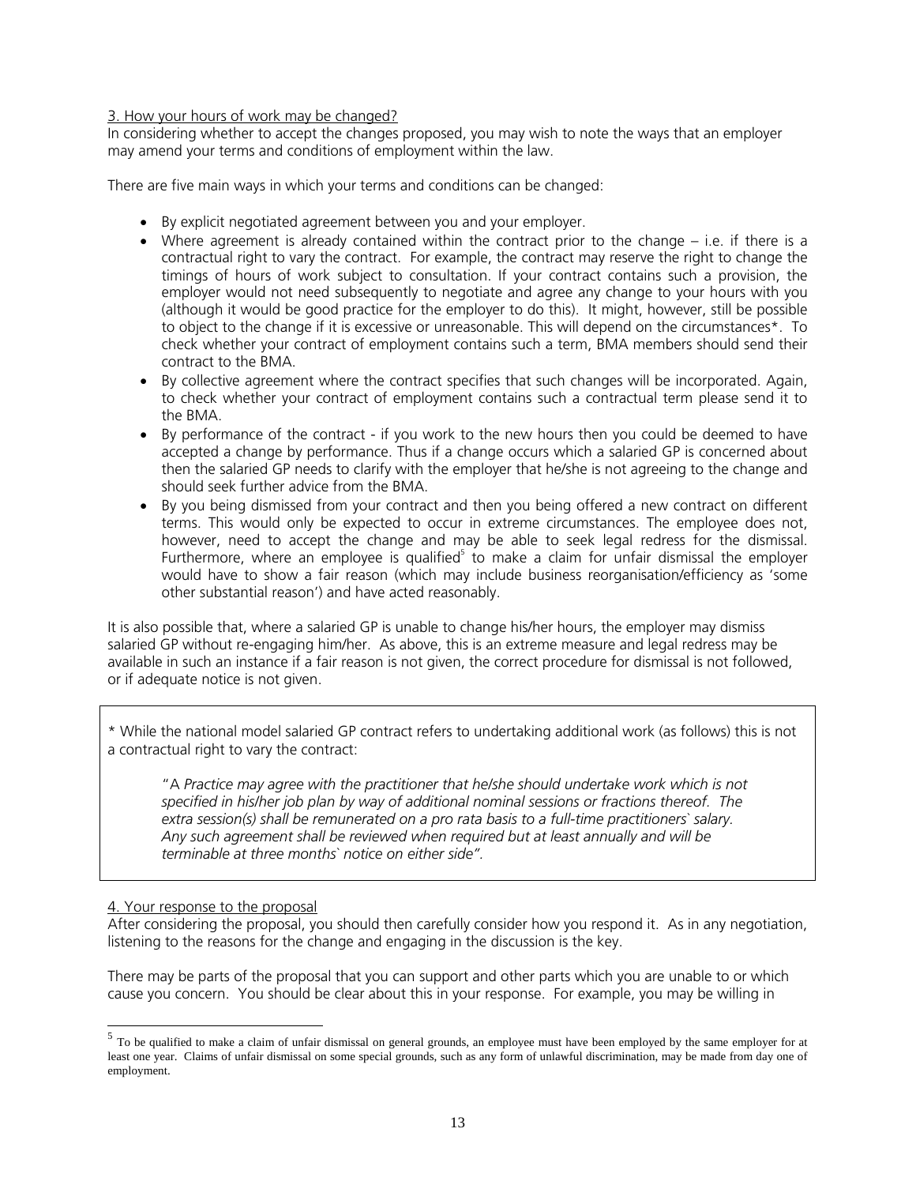### 3. How your hours of work may be changed?

In considering whether to accept the changes proposed, you may wish to note the ways that an employer may amend your terms and conditions of employment within the law.

There are five main ways in which your terms and conditions can be changed:

- By explicit negotiated agreement between you and your employer.
- Where agreement is already contained within the contract prior to the change – i.e. if there is a contractual right to vary the contract. For example, the contract may reserve the right to change the timings of hours of work subject to consultation. If your contract contains such a provision, the employer would not need subsequently to negotiate and agree any change to your hours with you (although it would be good practice for the employer to do this). It might, however, still be possible to object to the change if it is excessive or unreasonable. This will depend on the circumstances*. To check whether your contract of employment contains such a term, BMA members should send their contract to the BMA.
- By collective agreement where the contract specifies that such changes will be incorporated. Again, to check whether your contract of employment contains such a contractual term please send it to the BMA.
- By performance of the contract - if you work to the new hours then you could be deemed to have accepted a change by performance. Thus if a change occurs which a salaried GP is concerned about then the salaried GP needs to clarify with the employer that he/she is not agreeing to the change and should seek further advice from the BMA.
- By you being dismissed from your contract and then you being offered a new contract on different terms. This would only be expected to occur in extreme circumstances. The employee does not, however, need to accept the change and may be able to seek legal redress for the dismissal. Furthermore, where an employee is qualified[5] to make a claim for unfair dismissal the employer would have to show a fair reason (which may include business reorganisation/efficiency as 'some other substantial reason') and have acted reasonably.

It is also possible that, where a salaried GP is unable to change his/her hours, the employer may dismiss salaried GP without re-engaging him/her. As above, this is an extreme measure and legal redress may be available in such an instance if a fair reason is not given, the correct procedure for dismissal is not followed, or if adequate notice is not given.

> * While the national model salaried GP contract refers to undertaking additional work (as follows) this is not a contractual right to vary the contract:
>
> "A *Practice may agree with the practitioner that he/she should undertake work which is not specified in his/her job plan by way of additional nominal sessions or fractions thereof. The extra session(s) shall be remunerated on a pro rata basis to a full-time practitioners` salary. Any such agreement shall be reviewed when required but at least annually and will be terminable at three months` notice on either side".*

### 4. Your response to the proposal

After considering the proposal, you should then carefully consider how you respond it. As in any negotiation, listening to the reasons for the change and engaging in the discussion is the key.

There may be parts of the proposal that you can support and other parts which you are unable to or which cause you concern. You should be clear about this in your response. For example, you may be willing in

---

[5] To be qualified to make a claim of unfair dismissal on general grounds, an employee must have been employed by the same employer for at least one year. Claims of unfair dismissal on some special grounds, such as any form of unlawful discrimination, may be made from day one of employment.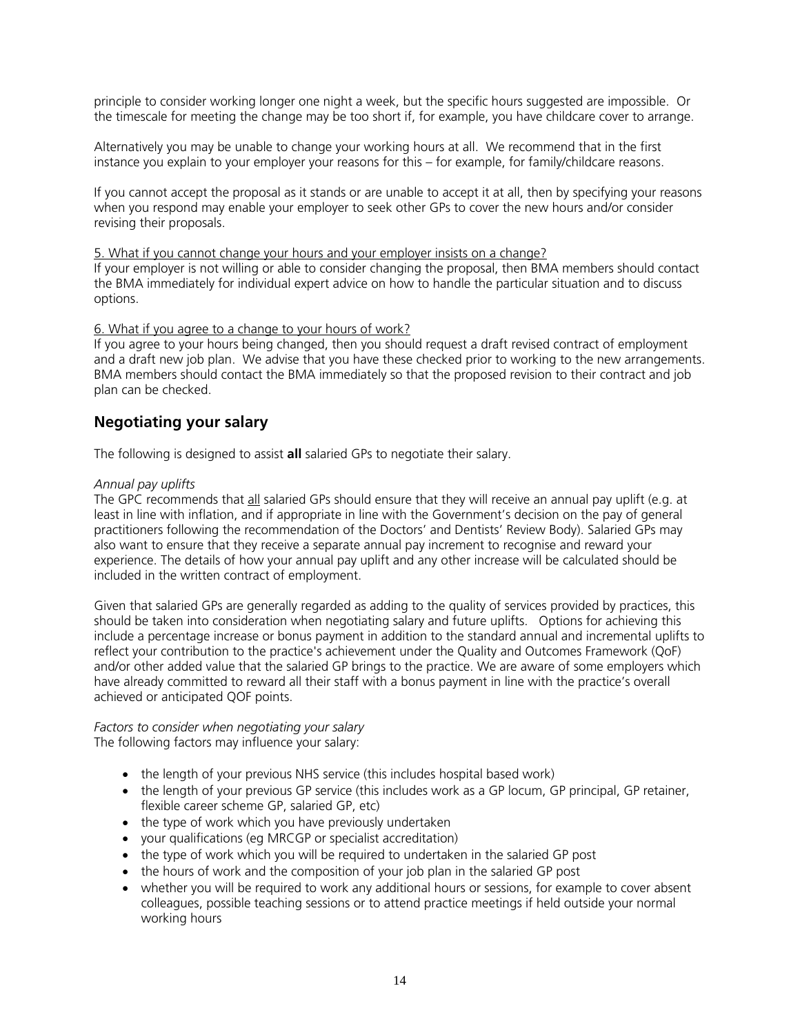principle to consider working longer one night a week, but the specific hours suggested are impossible. Or the timescale for meeting the change may be too short if, for example, you have childcare cover to arrange.

Alternatively you may be unable to change your working hours at all. We recommend that in the first instance you explain to your employer your reasons for this – for example, for family/childcare reasons.

If you cannot accept the proposal as it stands or are unable to accept it at all, then by specifying your reasons when you respond may enable your employer to seek other GPs to cover the new hours and/or consider revising their proposals.

5. What if you cannot change your hours and your employer insists on a change?
If your employer is not willing or able to consider changing the proposal, then BMA members should contact the BMA immediately for individual expert advice on how to handle the particular situation and to discuss options.

6. What if you agree to a change to your hours of work?
If you agree to your hours being changed, then you should request a draft revised contract of employment and a draft new job plan. We advise that you have these checked prior to working to the new arrangements. BMA members should contact the BMA immediately so that the proposed revision to their contract and job plan can be checked.

## Negotiating your salary

The following is designed to assist **all** salaried GPs to negotiate their salary.

*Annual pay uplifts*
The GPC recommends that all salaried GPs should ensure that they will receive an annual pay uplift (e.g. at least in line with inflation, and if appropriate in line with the Government's decision on the pay of general practitioners following the recommendation of the Doctors' and Dentists' Review Body). Salaried GPs may also want to ensure that they receive a separate annual pay increment to recognise and reward your experience. The details of how your annual pay uplift and any other increase will be calculated should be included in the written contract of employment.

Given that salaried GPs are generally regarded as adding to the quality of services provided by practices, this should be taken into consideration when negotiating salary and future uplifts. Options for achieving this include a percentage increase or bonus payment in addition to the standard annual and incremental uplifts to reflect your contribution to the practice's achievement under the Quality and Outcomes Framework (QoF) and/or other added value that the salaried GP brings to the practice. We are aware of some employers which have already committed to reward all their staff with a bonus payment in line with the practice's overall achieved or anticipated QOF points.

*Factors to consider when negotiating your salary*
The following factors may influence your salary:

- the length of your previous NHS service (this includes hospital based work)
- the length of your previous GP service (this includes work as a GP locum, GP principal, GP retainer, flexible career scheme GP, salaried GP, etc)
- the type of work which you have previously undertaken
- your qualifications (eg MRCGP or specialist accreditation)
- the type of work which you will be required to undertaken in the salaried GP post
- the hours of work and the composition of your job plan in the salaried GP post
- whether you will be required to work any additional hours or sessions, for example to cover absent colleagues, possible teaching sessions or to attend practice meetings if held outside your normal working hours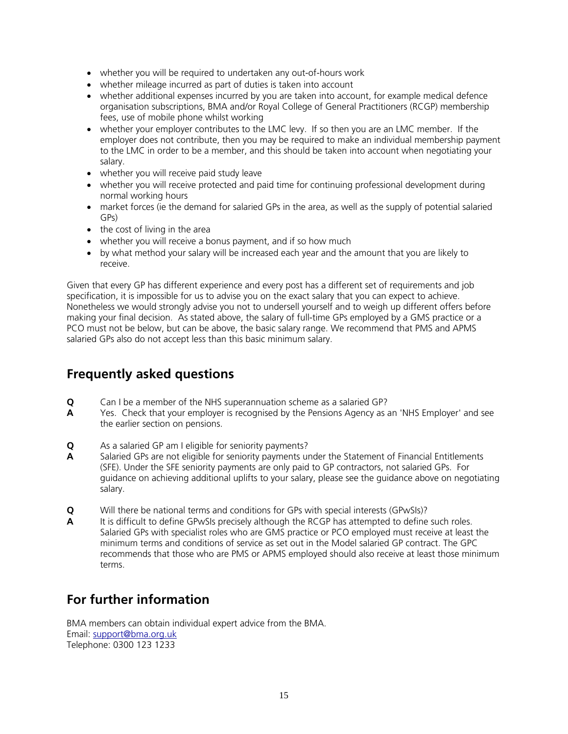- whether you will be required to undertaken any out-of-hours work
- whether mileage incurred as part of duties is taken into account
- whether additional expenses incurred by you are taken into account, for example medical defence organisation subscriptions, BMA and/or Royal College of General Practitioners (RCGP) membership fees, use of mobile phone whilst working
- whether your employer contributes to the LMC levy. If so then you are an LMC member. If the employer does not contribute, then you may be required to make an individual membership payment to the LMC in order to be a member, and this should be taken into account when negotiating your salary.
- whether you will receive paid study leave
- whether you will receive protected and paid time for continuing professional development during normal working hours
- market forces (ie the demand for salaried GPs in the area, as well as the supply of potential salaried GPs)
- the cost of living in the area
- whether you will receive a bonus payment, and if so how much
- by what method your salary will be increased each year and the amount that you are likely to receive.

Given that every GP has different experience and every post has a different set of requirements and job specification, it is impossible for us to advise you on the exact salary that you can expect to achieve. Nonetheless we would strongly advise you not to undersell yourself and to weigh up different offers before making your final decision. As stated above, the salary of full-time GPs employed by a GMS practice or a PCO must not be below, but can be above, the basic salary range. We recommend that PMS and APMS salaried GPs also do not accept less than this basic minimum salary.

## Frequently asked questions

**Q** Can I be a member of the NHS superannuation scheme as a salaried GP?
**A** Yes. Check that your employer is recognised by the Pensions Agency as an 'NHS Employer' and see the earlier section on pensions.

**Q** As a salaried GP am I eligible for seniority payments?
**A** Salaried GPs are not eligible for seniority payments under the Statement of Financial Entitlements (SFE). Under the SFE seniority payments are only paid to GP contractors, not salaried GPs. For guidance on achieving additional uplifts to your salary, please see the guidance above on negotiating salary.

**Q** Will there be national terms and conditions for GPs with special interests (GPwSIs)?
**A** It is difficult to define GPwSIs precisely although the RCGP has attempted to define such roles. Salaried GPs with specialist roles who are GMS practice or PCO employed must receive at least the minimum terms and conditions of service as set out in the Model salaried GP contract. The GPC recommends that those who are PMS or APMS employed should also receive at least those minimum terms.

## For further information

BMA members can obtain individual expert advice from the BMA.
Email: support@bma.org.uk
Telephone: 0300 123 1233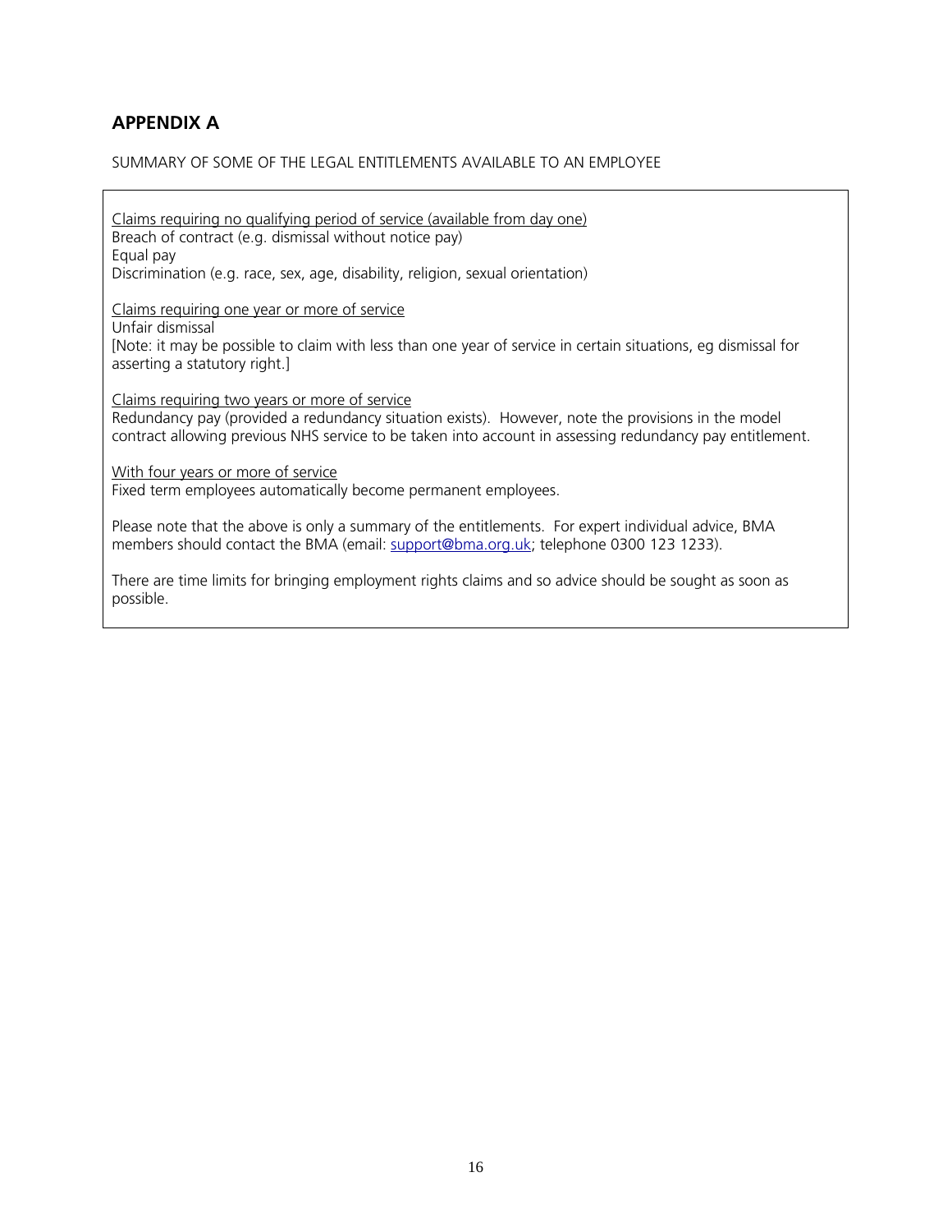## APPENDIX A

SUMMARY OF SOME OF THE LEGAL ENTITLEMENTS AVAILABLE TO AN EMPLOYEE

<u>Claims requiring no qualifying period of service (available from day one)</u>
Breach of contract (e.g. dismissal without notice pay)
Equal pay
Discrimination (e.g. race, sex, age, disability, religion, sexual orientation)

<u>Claims requiring one year or more of service</u>
Unfair dismissal
[Note: it may be possible to claim with less than one year of service in certain situations, eg dismissal for asserting a statutory right.]

<u>Claims requiring two years or more of service</u>
Redundancy pay (provided a redundancy situation exists). However, note the provisions in the model contract allowing previous NHS service to be taken into account in assessing redundancy pay entitlement.

<u>With four years or more of service</u>
Fixed term employees automatically become permanent employees.

Please note that the above is only a summary of the entitlements. For expert individual advice, BMA members should contact the BMA (email: support@bma.org.uk; telephone 0300 123 1233).

There are time limits for bringing employment rights claims and so advice should be sought as soon as possible.